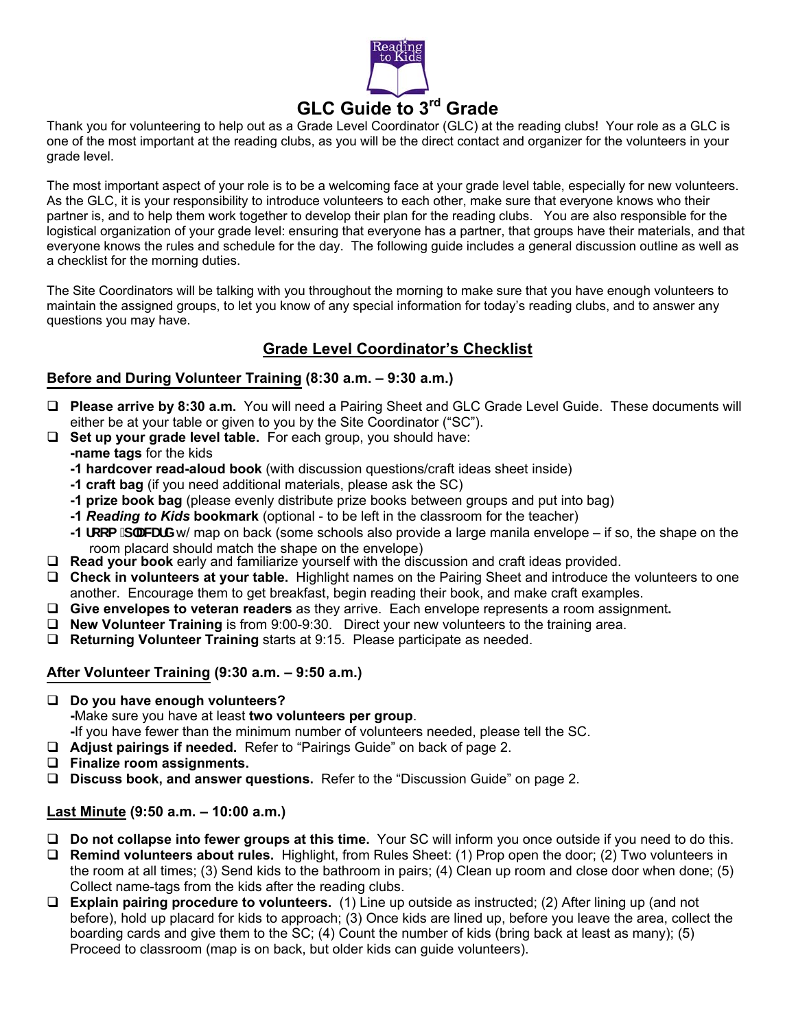# GLC Guide to 3rd Grade

Thank you for volunteering to help out as a Grade Level Coordinator (GLC) at the reading clubs! Your role as a GLC is one of the most important at the reading clubs, as you will be the direct contact and organizer for the volunteers in your grade level.

The most important aspect of your role is to be a welcoming face at your grade level table, especially for new volunteers. As the GLC, it is your responsibility to introduce volunteers to each other, make sure that everyone knows who their partner is, and to help them work together to develop their plan for the reading clubs. You are also responsible for the logistical organization of your grade level: ensuring that everyone has a partner, that groups have their materials, and that everyone knows the rules and schedule for the day. The following guide includes a general discussion outline as well as a checklist for the morning duties.

The Site Coordinators will be talking with you throughout the morning to make sure that you have enough volunteers to maintain the assigned groups, to let you know of any special information for today's reading clubs, and to answer any questions you may have.

## Grade Level Coordinator's Checklist

### Before and During Volunteer Training (8:30 a.m. – 9:30 a.m.)

- ❑ **Please arrive by 8:30 a.m.** You will need a Pairing Sheet and GLC Grade Level Guide. These documents will either be at your table or given to you by the Site Coordinator ("SC").
- ❑ **Set up your grade level table.** For each group, you should have:
  - **-name tags** for the kids
  - **-1 hardcover read-aloud book** (with discussion questions/craft ideas sheet inside)
  - **-1 craft bag** (if you need additional materials, please ask the SC)
  - **-1 prize book bag** (please evenly distribute prize books between groups and put into bag)
  - **-1 *Reading to Kids* bookmark** (optional - to be left in the classroom for the teacher)
  - **-1 room placard** w/ map on back (some schools also provide a large manila envelope – if so, the shape on the room placard should match the shape on the envelope)
- ❑ **Read your book** early and familiarize yourself with the discussion and craft ideas provided.
- ❑ **Check in volunteers at your table.** Highlight names on the Pairing Sheet and introduce the volunteers to one another. Encourage them to get breakfast, begin reading their book, and make craft examples.
- ❑ **Give envelopes to veteran readers** as they arrive. Each envelope represents a room assignment**.**
- ❑ **New Volunteer Training** is from 9:00-9:30. Direct your new volunteers to the training area.
- ❑ **Returning Volunteer Training** starts at 9:15. Please participate as needed.

### After Volunteer Training (9:30 a.m. – 9:50 a.m.)

- ❑ **Do you have enough volunteers?**
  - **-**Make sure you have at least **two volunteers per group**.
  - **-**If you have fewer than the minimum number of volunteers needed, please tell the SC.
- ❑ **Adjust pairings if needed.** Refer to "Pairings Guide" on back of page 2.
- ❑ **Finalize room assignments.**
- ❑ **Discuss book, and answer questions.** Refer to the "Discussion Guide" on page 2.

### Last Minute (9:50 a.m. – 10:00 a.m.)

- ❑ **Do not collapse into fewer groups at this time.** Your SC will inform you once outside if you need to do this.
- ❑ **Remind volunteers about rules.** Highlight, from Rules Sheet: (1) Prop open the door; (2) Two volunteers in the room at all times; (3) Send kids to the bathroom in pairs; (4) Clean up room and close door when done; (5) Collect name-tags from the kids after the reading clubs.
- ❑ **Explain pairing procedure to volunteers.** (1) Line up outside as instructed; (2) After lining up (and not before), hold up placard for kids to approach; (3) Once kids are lined up, before you leave the area, collect the boarding cards and give them to the SC; (4) Count the number of kids (bring back at least as many); (5) Proceed to classroom (map is on back, but older kids can guide volunteers).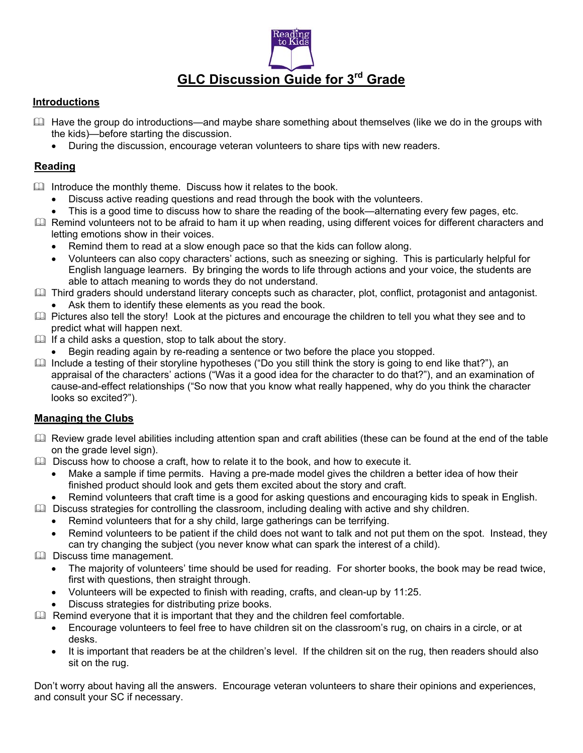# GLC Discussion Guide for 3rd Grade

## Introductions

- Have the group do introductions—and maybe share something about themselves (like we do in the groups with the kids)—before starting the discussion.
  - During the discussion, encourage veteran volunteers to share tips with new readers.

## Reading

- Introduce the monthly theme. Discuss how it relates to the book.
  - Discuss active reading questions and read through the book with the volunteers.
  - This is a good time to discuss how to share the reading of the book—alternating every few pages, etc.
- Remind volunteers not to be afraid to ham it up when reading, using different voices for different characters and letting emotions show in their voices.
  - Remind them to read at a slow enough pace so that the kids can follow along.
  - Volunteers can also copy characters' actions, such as sneezing or sighing. This is particularly helpful for English language learners. By bringing the words to life through actions and your voice, the students are able to attach meaning to words they do not understand.
- Third graders should understand literary concepts such as character, plot, conflict, protagonist and antagonist.
  - Ask them to identify these elements as you read the book.
- Pictures also tell the story! Look at the pictures and encourage the children to tell you what they see and to predict what will happen next.
- If a child asks a question, stop to talk about the story.
  - Begin reading again by re-reading a sentence or two before the place you stopped.
- Include a testing of their storyline hypotheses ("Do you still think the story is going to end like that?"), an appraisal of the characters' actions ("Was it a good idea for the character to do that?"), and an examination of cause-and-effect relationships ("So now that you know what really happened, why do you think the character looks so excited?").

## Managing the Clubs

- Review grade level abilities including attention span and craft abilities (these can be found at the end of the table on the grade level sign).
- Discuss how to choose a craft, how to relate it to the book, and how to execute it.
  - Make a sample if time permits. Having a pre-made model gives the children a better idea of how their finished product should look and gets them excited about the story and craft.
  - Remind volunteers that craft time is a good for asking questions and encouraging kids to speak in English.
- Discuss strategies for controlling the classroom, including dealing with active and shy children.
  - Remind volunteers that for a shy child, large gatherings can be terrifying.
  - Remind volunteers to be patient if the child does not want to talk and not put them on the spot. Instead, they can try changing the subject (you never know what can spark the interest of a child).
- Discuss time management.
  - The majority of volunteers' time should be used for reading. For shorter books, the book may be read twice, first with questions, then straight through.
  - Volunteers will be expected to finish with reading, crafts, and clean-up by 11:25.
  - Discuss strategies for distributing prize books.
- Remind everyone that it is important that they and the children feel comfortable.
  - Encourage volunteers to feel free to have children sit on the classroom's rug, on chairs in a circle, or at desks.
  - It is important that readers be at the children's level. If the children sit on the rug, then readers should also sit on the rug.

Don't worry about having all the answers. Encourage veteran volunteers to share their opinions and experiences, and consult your SC if necessary.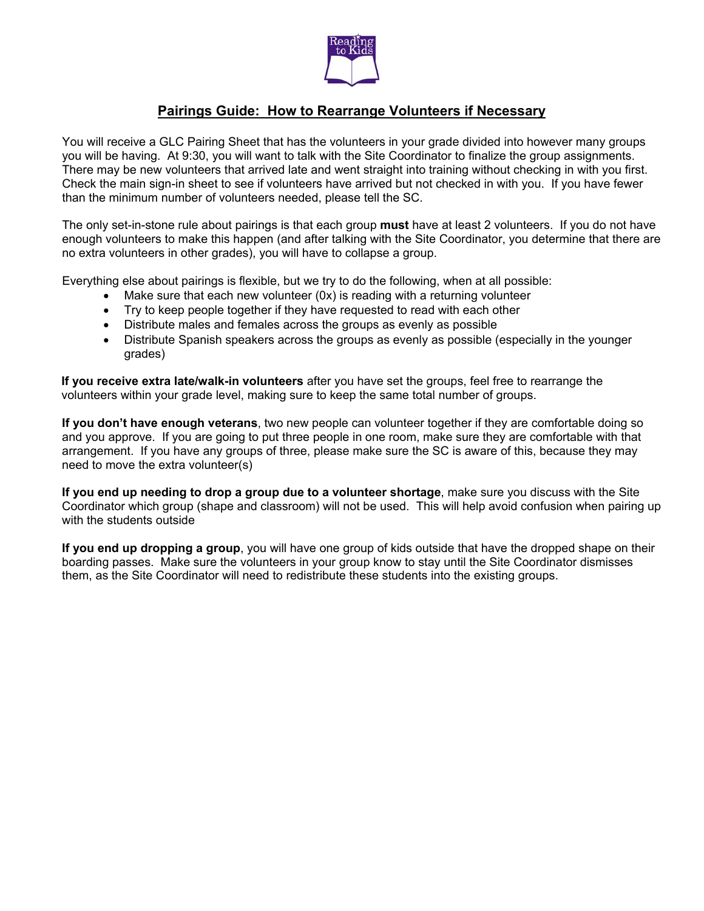## Pairings Guide: How to Rearrange Volunteers if Necessary

You will receive a GLC Pairing Sheet that has the volunteers in your grade divided into however many groups you will be having. At 9:30, you will want to talk with the Site Coordinator to finalize the group assignments. There may be new volunteers that arrived late and went straight into training without checking in with you first. Check the main sign-in sheet to see if volunteers have arrived but not checked in with you. If you have fewer than the minimum number of volunteers needed, please tell the SC.

The only set-in-stone rule about pairings is that each group **must** have at least 2 volunteers. If you do not have enough volunteers to make this happen (and after talking with the Site Coordinator, you determine that there are no extra volunteers in other grades), you will have to collapse a group.

Everything else about pairings is flexible, but we try to do the following, when at all possible:

- Make sure that each new volunteer (0x) is reading with a returning volunteer
- Try to keep people together if they have requested to read with each other
- Distribute males and females across the groups as evenly as possible
- Distribute Spanish speakers across the groups as evenly as possible (especially in the younger grades)

**If you receive extra late/walk-in volunteers** after you have set the groups, feel free to rearrange the volunteers within your grade level, making sure to keep the same total number of groups.

**If you don't have enough veterans**, two new people can volunteer together if they are comfortable doing so and you approve. If you are going to put three people in one room, make sure they are comfortable with that arrangement. If you have any groups of three, please make sure the SC is aware of this, because they may need to move the extra volunteer(s)

**If you end up needing to drop a group due to a volunteer shortage**, make sure you discuss with the Site Coordinator which group (shape and classroom) will not be used. This will help avoid confusion when pairing up with the students outside

**If you end up dropping a group**, you will have one group of kids outside that have the dropped shape on their boarding passes. Make sure the volunteers in your group know to stay until the Site Coordinator dismisses them, as the Site Coordinator will need to redistribute these students into the existing groups.